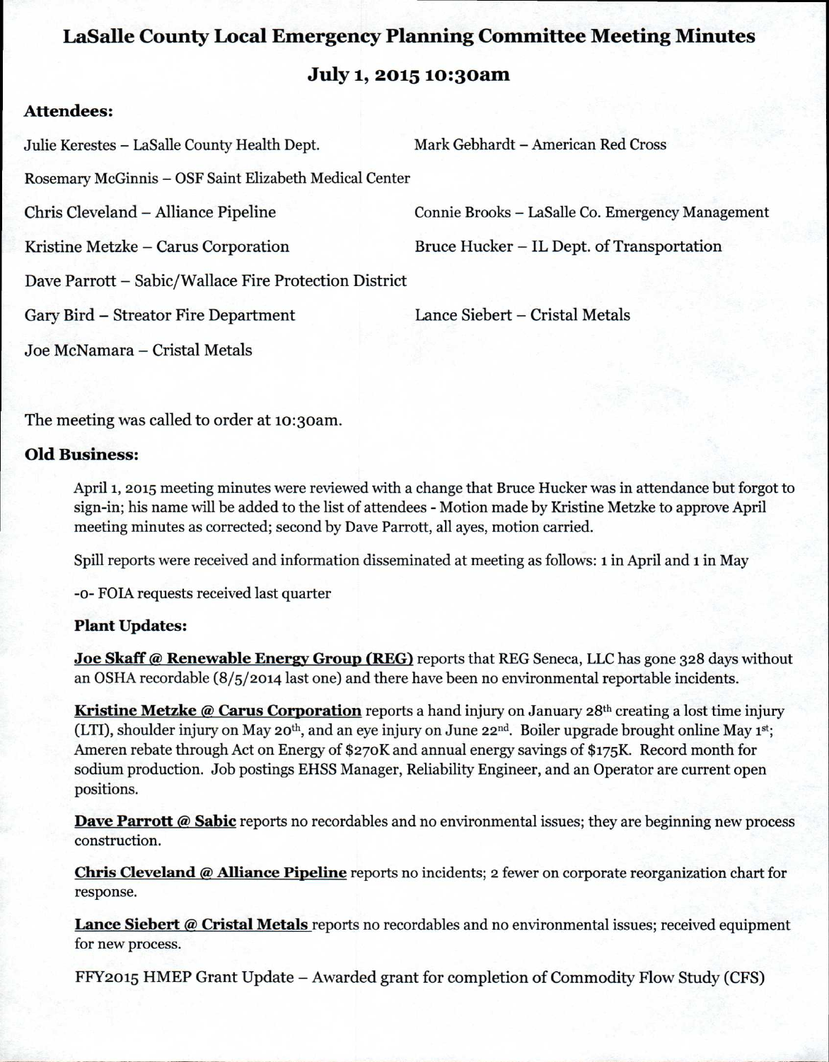# LaSalle County Local Emergency Planning Committee Meeting Minutes

## July 1, 2015 10:30am

### Attendees:

Julie Kerestes – LaSalle County Health Dept.

Mark Gebhardt – American Red Cross

Rosemary McGinnis – OSF Saint Elizabeth Medical Center

Chris Cleveland – Alliance Pipeline

Connie Brooks – LaSalle Co. Emergency Management

Kristine Metzke – Carus Corporation

Bruce Hucker – IL Dept. of Transportation

Dave Parrott – Sabic/Wallace Fire Protection District

Gary Bird – Streator Fire Department

Lance Siebert – Cristal Metals

Joe McNamara – Cristal Metals

The meeting was called to order at 10:30am.

### Old Business:

April 1, 2015 meeting minutes were reviewed with a change that Bruce Hucker was in attendance but forgot to sign-in; his name will be added to the list of attendees - Motion made by Kristine Metzke to approve April meeting minutes as corrected; second by Dave Parrott, all ayes, motion carried.

Spill reports were received and information disseminated at meeting as follows: 1 in April and 1 in May

-0- FOIA requests received last quarter

**Plant Updates:**

**Joe Skaff @ Renewable Energy Group (REG)** reports that REG Seneca, LLC has gone 328 days without an OSHA recordable (8/5/2014 last one) and there have been no environmental reportable incidents.

**Kristine Metzke @ Carus Corporation** reports a hand injury on January 28th creating a lost time injury (LTI), shoulder injury on May 20th, and an eye injury on June 22nd. Boiler upgrade brought online May 1st; Ameren rebate through Act on Energy of $270K and annual energy savings of $175K. Record month for sodium production. Job postings EHSS Manager, Reliability Engineer, and an Operator are current open positions.

**Dave Parrott @ Sabic** reports no recordables and no environmental issues; they are beginning new process construction.

**Chris Cleveland @ Alliance Pipeline** reports no incidents; 2 fewer on corporate reorganization chart for response.

**Lance Siebert @ Cristal Metals** reports no recordables and no environmental issues; received equipment for new process.

FFY2015 HMEP Grant Update – Awarded grant for completion of Commodity Flow Study (CFS)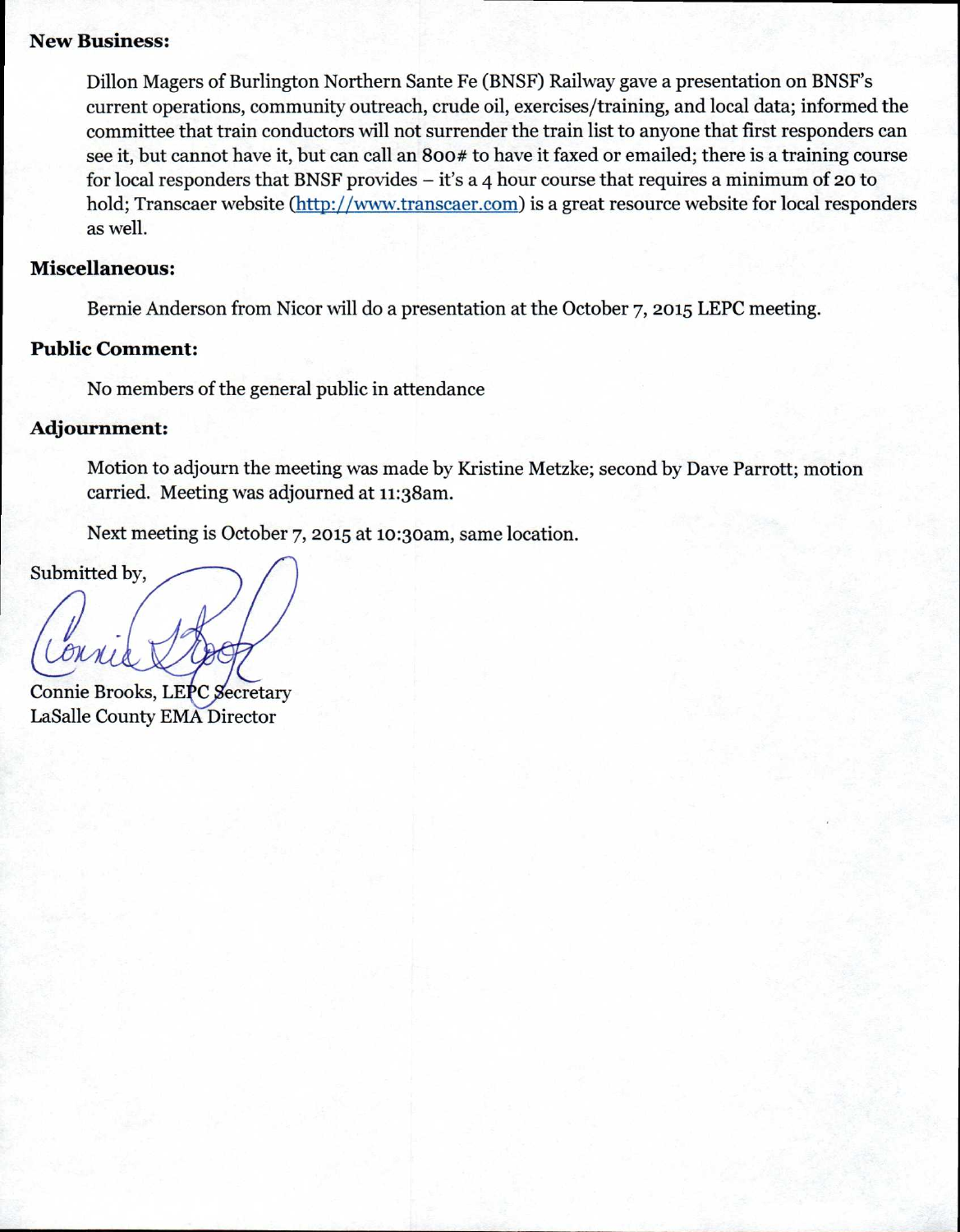**New Business:**

Dillon Magers of Burlington Northern Sante Fe (BNSF) Railway gave a presentation on BNSF's current operations, community outreach, crude oil, exercises/training, and local data; informed the committee that train conductors will not surrender the train list to anyone that first responders can see it, but cannot have it, but can call an 800# to have it faxed or emailed; there is a training course for local responders that BNSF provides – it's a 4 hour course that requires a minimum of 20 to hold; Transcaer website (http://www.transcaer.com) is a great resource website for local responders as well.

**Miscellaneous:**

Bernie Anderson from Nicor will do a presentation at the October 7, 2015 LEPC meeting.

**Public Comment:**

No members of the general public in attendance

**Adjournment:**

Motion to adjourn the meeting was made by Kristine Metzke; second by Dave Parrott; motion carried. Meeting was adjourned at 11:38am.

Next meeting is October 7, 2015 at 10:30am, same location.

Submitted by,

Connie Brooks, LEPC Secretary
LaSalle County EMA Director